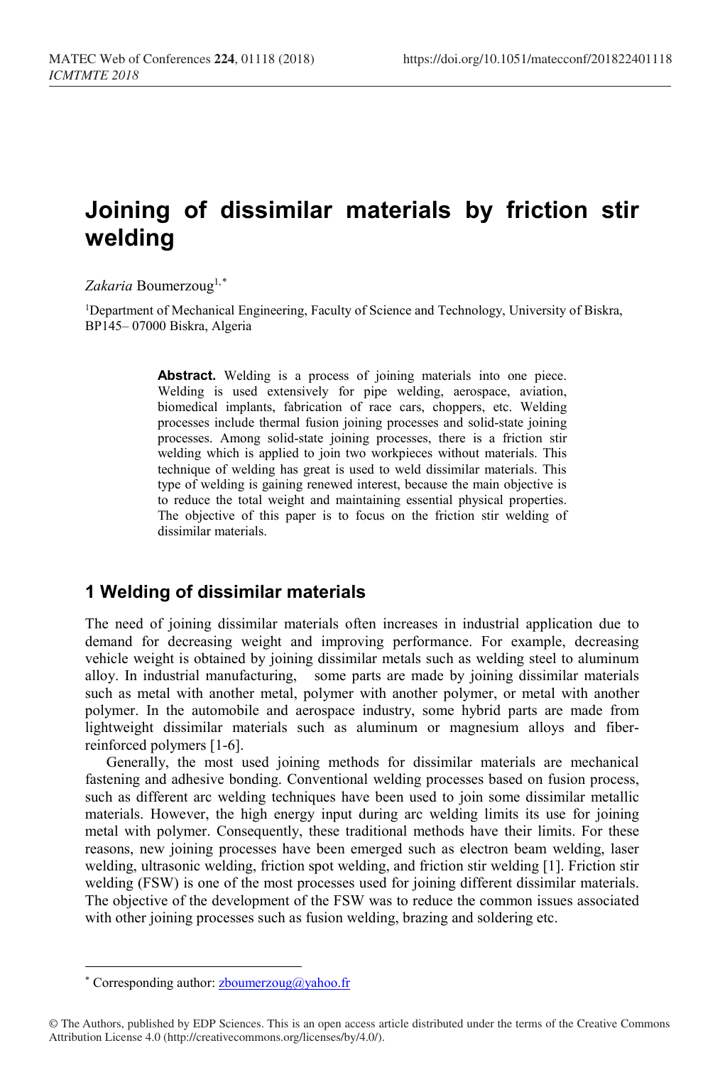# Joining of dissimilar materials by friction stir welding

*Zakaria* Boumerzoug[1,*]

[1]Department of Mechanical Engineering, Faculty of Science and Technology, University of Biskra, BP145– 07000 Biskra, Algeria

**Abstract.** Welding is a process of joining materials into one piece. Welding is used extensively for pipe welding, aerospace, aviation, biomedical implants, fabrication of race cars, choppers, etc. Welding processes include thermal fusion joining processes and solid-state joining processes. Among solid-state joining processes, there is a friction stir welding which is applied to join two workpieces without materials. This technique of welding has great is used to weld dissimilar materials. This type of welding is gaining renewed interest, because the main objective is to reduce the total weight and maintaining essential physical properties. The objective of this paper is to focus on the friction stir welding of dissimilar materials.

## 1 Welding of dissimilar materials

The need of joining dissimilar materials often increases in industrial application due to demand for decreasing weight and improving performance. For example, decreasing vehicle weight is obtained by joining dissimilar metals such as welding steel to aluminum alloy. In industrial manufacturing, some parts are made by joining dissimilar materials such as metal with another metal, polymer with another polymer, or metal with another polymer. In the automobile and aerospace industry, some hybrid parts are made from lightweight dissimilar materials such as aluminum or magnesium alloys and fiber-reinforced polymers [1-6].

Generally, the most used joining methods for dissimilar materials are mechanical fastening and adhesive bonding. Conventional welding processes based on fusion process, such as different arc welding techniques have been used to join some dissimilar metallic materials. However, the high energy input during arc welding limits its use for joining metal with polymer. Consequently, these traditional methods have their limits. For these reasons, new joining processes have been emerged such as electron beam welding, laser welding, ultrasonic welding, friction spot welding, and friction stir welding [1]. Friction stir welding (FSW) is one of the most processes used for joining different dissimilar materials. The objective of the development of the FSW was to reduce the common issues associated with other joining processes such as fusion welding, brazing and soldering etc.

---

* Corresponding author: zboumerzoug@yahoo.fr

© The Authors, published by EDP Sciences. This is an open access article distributed under the terms of the Creative Commons Attribution License 4.0 (http://creativecommons.org/licenses/by/4.0/).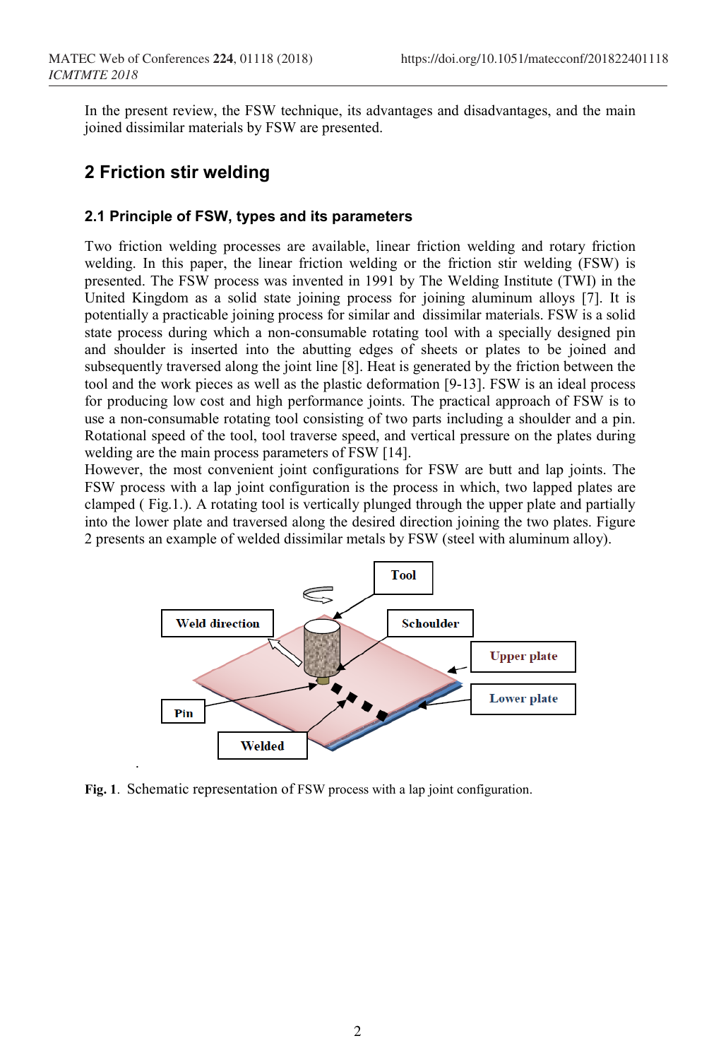In the present review, the FSW technique, its advantages and disadvantages, and the main joined dissimilar materials by FSW are presented.

## 2 Friction stir welding

### 2.1 Principle of FSW, types and its parameters

Two friction welding processes are available, linear friction welding and rotary friction welding. In this paper, the linear friction welding or the friction stir welding (FSW) is presented. The FSW process was invented in 1991 by The Welding Institute (TWI) in the United Kingdom as a solid state joining process for joining aluminum alloys [7]. It is potentially a practicable joining process for similar and dissimilar materials. FSW is a solid state process during which a non-consumable rotating tool with a specially designed pin and shoulder is inserted into the abutting edges of sheets or plates to be joined and subsequently traversed along the joint line [8]. Heat is generated by the friction between the tool and the work pieces as well as the plastic deformation [9-13]. FSW is an ideal process for producing low cost and high performance joints. The practical approach of FSW is to use a non-consumable rotating tool consisting of two parts including a shoulder and a pin. Rotational speed of the tool, tool traverse speed, and vertical pressure on the plates during welding are the main process parameters of FSW [14].

However, the most convenient joint configurations for FSW are butt and lap joints. The FSW process with a lap joint configuration is the process in which, two lapped plates are clamped ( Fig.1.). A rotating tool is vertically plunged through the upper plate and partially into the lower plate and traversed along the desired direction joining the two plates. Figure 2 presents an example of welded dissimilar metals by FSW (steel with aluminum alloy).

**Fig. 1.** Schematic representation of FSW process with a lap joint configuration.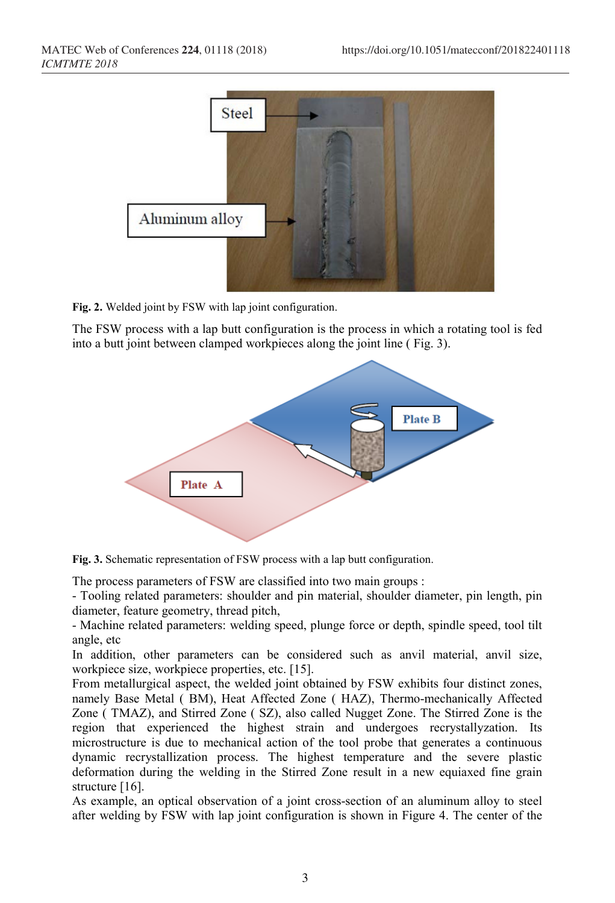Fig. 2. Welded joint by FSW with lap joint configuration.

The FSW process with a lap butt configuration is the process in which a rotating tool is fed into a butt joint between clamped workpieces along the joint line ( Fig. 3).

Fig. 3. Schematic representation of FSW process with a lap butt configuration.

The process parameters of FSW are classified into two main groups :

- Tooling related parameters: shoulder and pin material, shoulder diameter, pin length, pin diameter, feature geometry, thread pitch,
- Machine related parameters: welding speed, plunge force or depth, spindle speed, tool tilt angle, etc

In addition, other parameters can be considered such as anvil material, anvil size, workpiece size, workpiece properties, etc. [15].

From metallurgical aspect, the welded joint obtained by FSW exhibits four distinct zones, namely Base Metal ( BM), Heat Affected Zone ( HAZ), Thermo-mechanically Affected Zone ( TMAZ), and Stirred Zone ( SZ), also called Nugget Zone. The Stirred Zone is the region that experienced the highest strain and undergoes recrystallyzation. Its microstructure is due to mechanical action of the tool probe that generates a continuous dynamic recrystallization process. The highest temperature and the severe plastic deformation during the welding in the Stirred Zone result in a new equiaxed fine grain structure [16].

As example, an optical observation of a joint cross-section of an aluminum alloy to steel after welding by FSW with lap joint configuration is shown in Figure 4. The center of the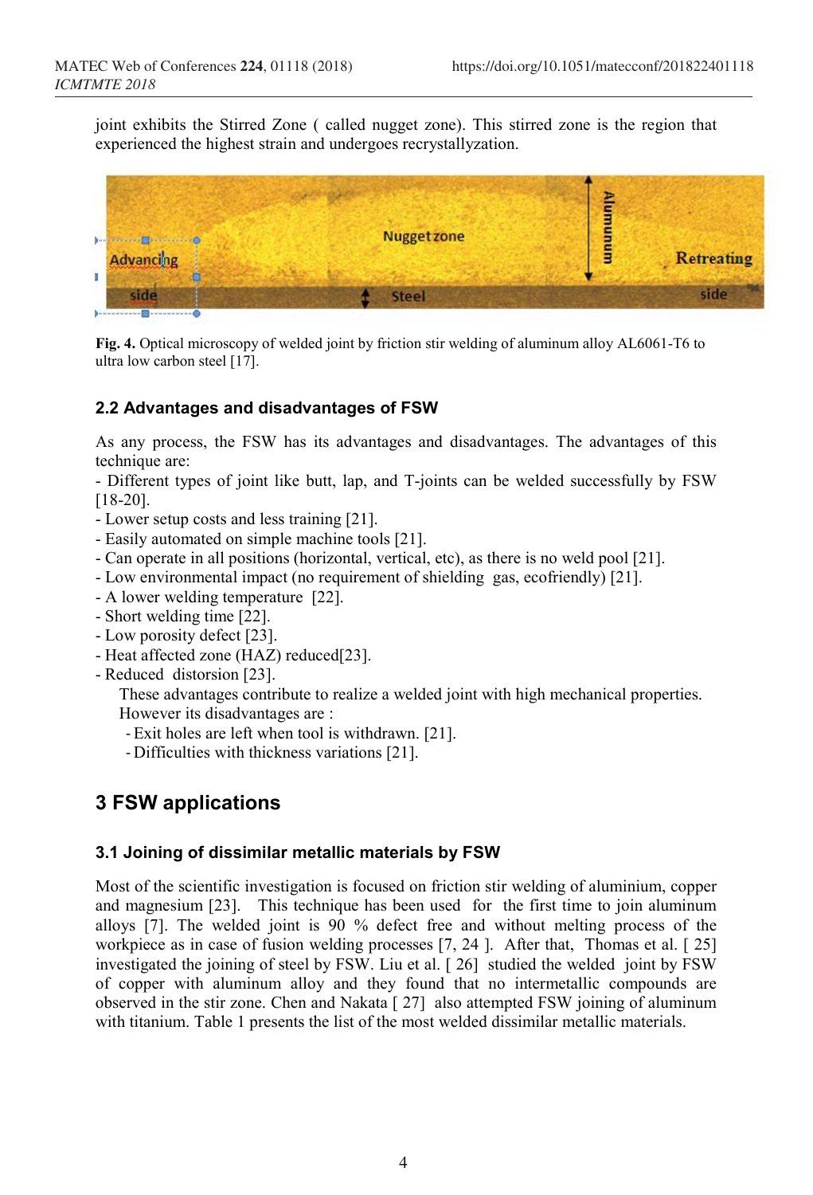joint exhibits the Stirred Zone ( called nugget zone). This stirred zone is the region that experienced the highest strain and undergoes recrystallyzation.

**Fig. 4.** Optical microscopy of welded joint by friction stir welding of aluminum alloy AL6061-T6 to ultra low carbon steel [17].

### 2.2 Advantages and disadvantages of FSW

As any process, the FSW has its advantages and disadvantages. The advantages of this technique are:

- Different types of joint like butt, lap, and T-joints can be welded successfully by FSW [18-20].
- Lower setup costs and less training [21].
- Easily automated on simple machine tools [21].
- Can operate in all positions (horizontal, vertical, etc), as there is no weld pool [21].
- Low environmental impact (no requirement of shielding gas, ecofriendly) [21].
- A lower welding temperature [22].
- Short welding time [22].
- Low porosity defect [23].
- Heat affected zone (HAZ) reduced[23].
- Reduced distorsion [23].

These advantages contribute to realize a welded joint with high mechanical properties.

However its disadvantages are :

- Exit holes are left when tool is withdrawn. [21].
- Difficulties with thickness variations [21].

## 3 FSW applications

### 3.1 Joining of dissimilar metallic materials by FSW

Most of the scientific investigation is focused on friction stir welding of aluminium, copper and magnesium [23]. This technique has been used for the first time to join aluminum alloys [7]. The welded joint is 90 % defect free and without melting process of the workpiece as in case of fusion welding processes [7, 24 ]. After that, Thomas et al. [ 25] investigated the joining of steel by FSW. Liu et al. [ 26] studied the welded joint by FSW of copper with aluminum alloy and they found that no intermetallic compounds are observed in the stir zone. Chen and Nakata [ 27] also attempted FSW joining of aluminum with titanium. Table 1 presents the list of the most welded dissimilar metallic materials.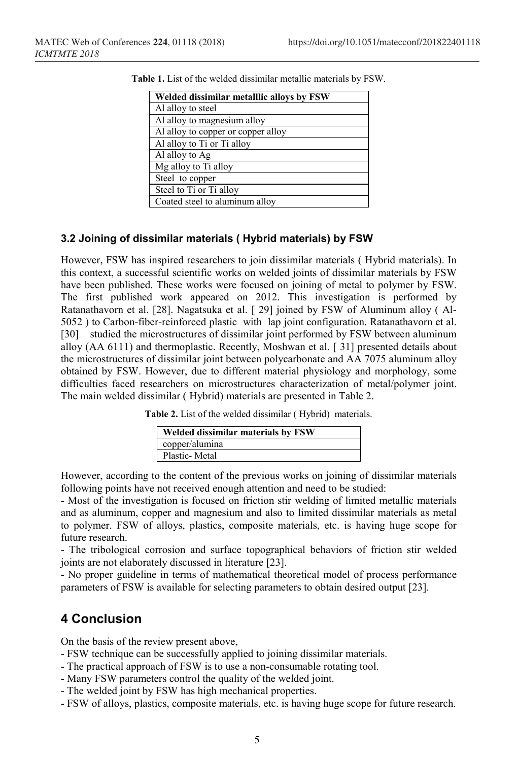**Table 1.** List of the welded dissimilar metallic materials by FSW.

| Welded dissimilar metalllic alloys by FSW |
|---|
| Al alloy to steel |
| Al alloy to magnesium alloy |
| Al alloy to copper or copper alloy |
| Al alloy to Ti or Ti alloy |
| Al alloy to Ag |
| Mg alloy to Ti alloy |
| Steel to copper |
| Steel to Ti or Ti alloy |
| Coated steel to aluminum alloy |

### 3.2 Joining of dissimilar materials ( Hybrid materials) by FSW

However, FSW has inspired researchers to join dissimilar materials ( Hybrid materials). In this context, a successful scientific works on welded joints of dissimilar materials by FSW have been published. These works were focused on joining of metal to polymer by FSW. The first published work appeared on 2012. This investigation is performed by Ratanathavorn et al. [28]. Nagatsuka et al. [ 29] joined by FSW of Aluminum alloy ( Al-5052 ) to Carbon-fiber-reinforced plastic with lap joint configuration. Ratanathavorn et al. [30] studied the microstructures of dissimilar joint performed by FSW between aluminum alloy (AA 6111) and thermoplastic. Recently, Moshwan et al. [ 31] presented details about the microstructures of dissimilar joint between polycarbonate and AA 7075 aluminum alloy obtained by FSW. However, due to different material physiology and morphology, some difficulties faced researchers on microstructures characterization of metal/polymer joint. The main welded dissimilar ( Hybrid) materials are presented in Table 2.

**Table 2.** List of the welded dissimilar ( Hybrid) materials.

| Welded dissimilar materials by FSW |
|---|
| copper/alumina |
| Plastic- Metal |

However, according to the content of the previous works on joining of dissimilar materials following points have not received enough attention and need to be studied:

- Most of the investigation is focused on friction stir welding of limited metallic materials and as aluminum, copper and magnesium and also to limited dissimilar materials as metal to polymer. FSW of alloys, plastics, composite materials, etc. is having huge scope for future research.
- The tribological corrosion and surface topographical behaviors of friction stir welded joints are not elaborately discussed in literature [23].
- No proper guideline in terms of mathematical theoretical model of process performance parameters of FSW is available for selecting parameters to obtain desired output [23].

## 4 Conclusion

On the basis of the review present above,

- FSW technique can be successfully applied to joining dissimilar materials.
- The practical approach of FSW is to use a non-consumable rotating tool.
- Many FSW parameters control the quality of the welded joint.
- The welded joint by FSW has high mechanical properties.
- FSW of alloys, plastics, composite materials, etc. is having huge scope for future research.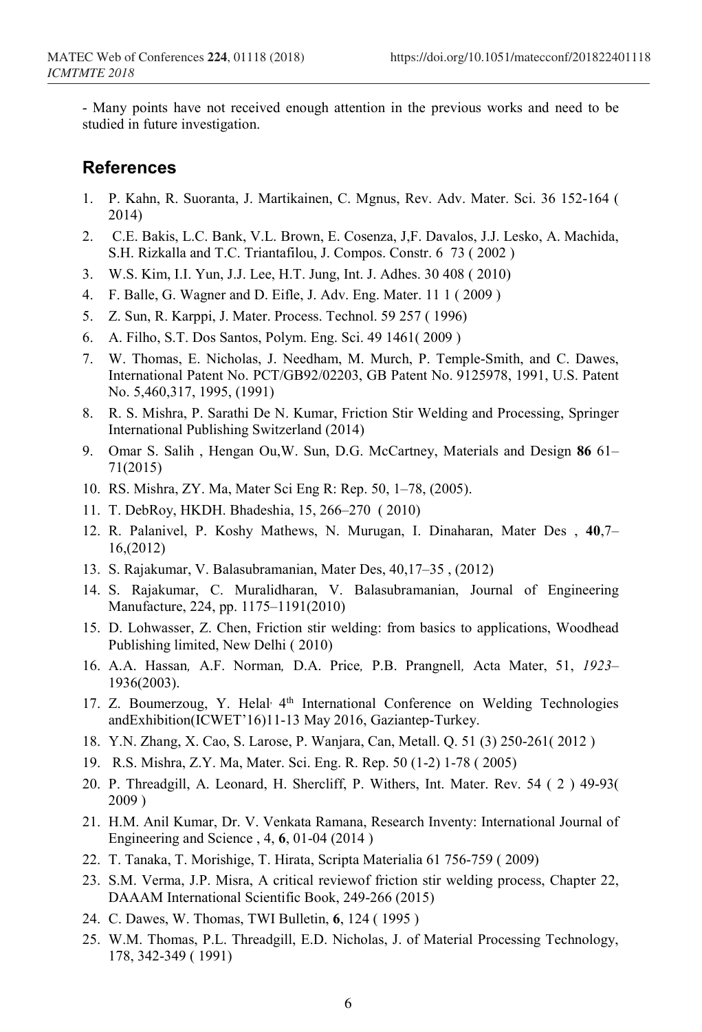- Many points have not received enough attention in the previous works and need to be studied in future investigation.

## References

1. P. Kahn, R. Suoranta, J. Martikainen, C. Mgnus, Rev. Adv. Mater. Sci. 36 152-164 ( 2014)
2. C.E. Bakis, L.C. Bank, V.L. Brown, E. Cosenza, J,F. Davalos, J.J. Lesko, A. Machida, S.H. Rizkalla and T.C. Triantafilou, J. Compos. Constr. 6 73 ( 2002 )
3. W.S. Kim, I.I. Yun, J.J. Lee, H.T. Jung, Int. J. Adhes. 30 408 ( 2010)
4. F. Balle, G. Wagner and D. Eifle, J. Adv. Eng. Mater. 11 1 ( 2009 )
5. Z. Sun, R. Karppi, J. Mater. Process. Technol. 59 257 ( 1996)
6. A. Filho, S.T. Dos Santos, Polym. Eng. Sci. 49 1461( 2009 )
7. W. Thomas, E. Nicholas, J. Needham, M. Murch, P. Temple-Smith, and C. Dawes, International Patent No. PCT/GB92/02203, GB Patent No. 9125978, 1991, U.S. Patent No. 5,460,317, 1995, (1991)
8. R. S. Mishra, P. Sarathi De N. Kumar, Friction Stir Welding and Processing, Springer International Publishing Switzerland (2014)
9. Omar S. Salih , Hengan Ou,W. Sun, D.G. McCartney, Materials and Design **86** 61–71(2015)
10. RS. Mishra, ZY. Ma, Mater Sci Eng R: Rep. 50, 1–78, (2005).
11. T. DebRoy, HKDH. Bhadeshia, 15, 266–270 ( 2010)
12. R. Palanivel, P. Koshy Mathews, N. Murugan, I. Dinaharan, Mater Des , **40**,7–16,(2012)
13. S. Rajakumar, V. Balasubramanian, Mater Des, 40,17–35 , (2012)
14. S. Rajakumar, C. Muralidharan, V. Balasubramanian, Journal of Engineering Manufacture, 224, pp. 1175–1191(2010)
15. D. Lohwasser, Z. Chen, Friction stir welding: from basics to applications, Woodhead Publishing limited, New Delhi ( 2010)
16. A.A. Hassan*,* A.F. Norman*,* D.A. Price*,* P.B. Prangnell*,* Acta Mater, 51, *1923*–1936(2003).
17. Z. Boumerzoug, Y. Helal· 4th International Conference on Welding Technologies andExhibition(ICWET'16)11-13 May 2016, Gaziantep-Turkey.
18. Y.N. Zhang, X. Cao, S. Larose, P. Wanjara, Can, Metall. Q. 51 (3) 250-261( 2012 )
19. R.S. Mishra, Z.Y. Ma, Mater. Sci. Eng. R. Rep. 50 (1-2) 1-78 ( 2005)
20. P. Threadgill, A. Leonard, H. Shercliff, P. Withers, Int. Mater. Rev. 54 ( 2 ) 49-93( 2009 )
21. H.M. Anil Kumar, Dr. V. Venkata Ramana, Research Inventy: International Journal of Engineering and Science , 4, **6**, 01-04 (2014 )
22. T. Tanaka, T. Morishige, T. Hirata, Scripta Materialia 61 756-759 ( 2009)
23. S.M. Verma, J.P. Misra, A critical reviewof friction stir welding process, Chapter 22, DAAAM International Scientific Book, 249-266 (2015)
24. C. Dawes, W. Thomas, TWI Bulletin, **6**, 124 ( 1995 )
25. W.M. Thomas, P.L. Threadgill, E.D. Nicholas, J. of Material Processing Technology, 178, 342-349 ( 1991)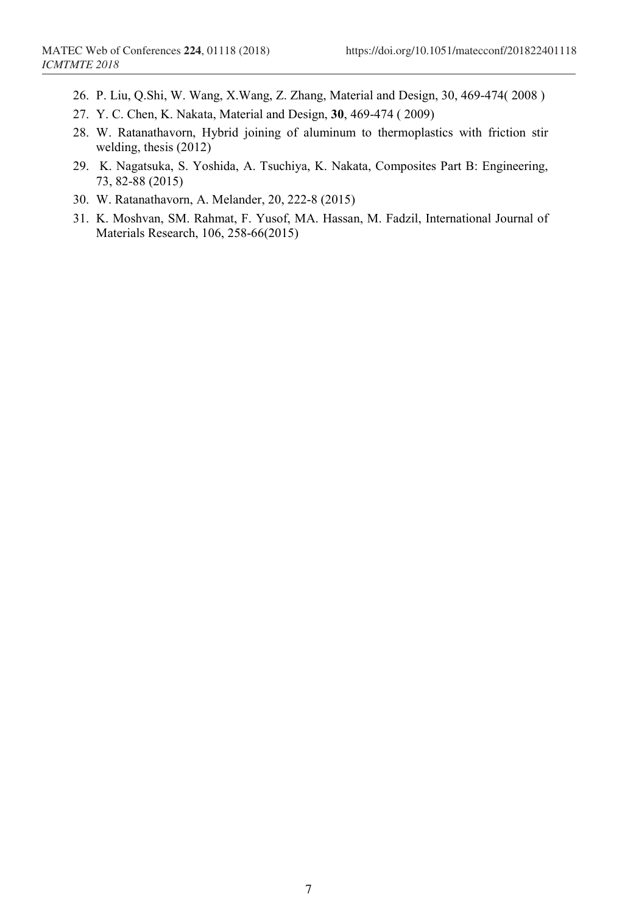26. P. Liu, Q.Shi, W. Wang, X.Wang, Z. Zhang, Material and Design, 30, 469-474( 2008 )
27. Y. C. Chen, K. Nakata, Material and Design, **30**, 469-474 ( 2009)
28. W. Ratanathavorn, Hybrid joining of aluminum to thermoplastics with friction stir welding, thesis (2012)
29. K. Nagatsuka, S. Yoshida, A. Tsuchiya, K. Nakata, Composites Part B: Engineering, 73, 82-88 (2015)
30. W. Ratanathavorn, A. Melander, 20, 222-8 (2015)
31. K. Moshvan, SM. Rahmat, F. Yusof, MA. Hassan, M. Fadzil, International Journal of Materials Research, 106, 258-66(2015)